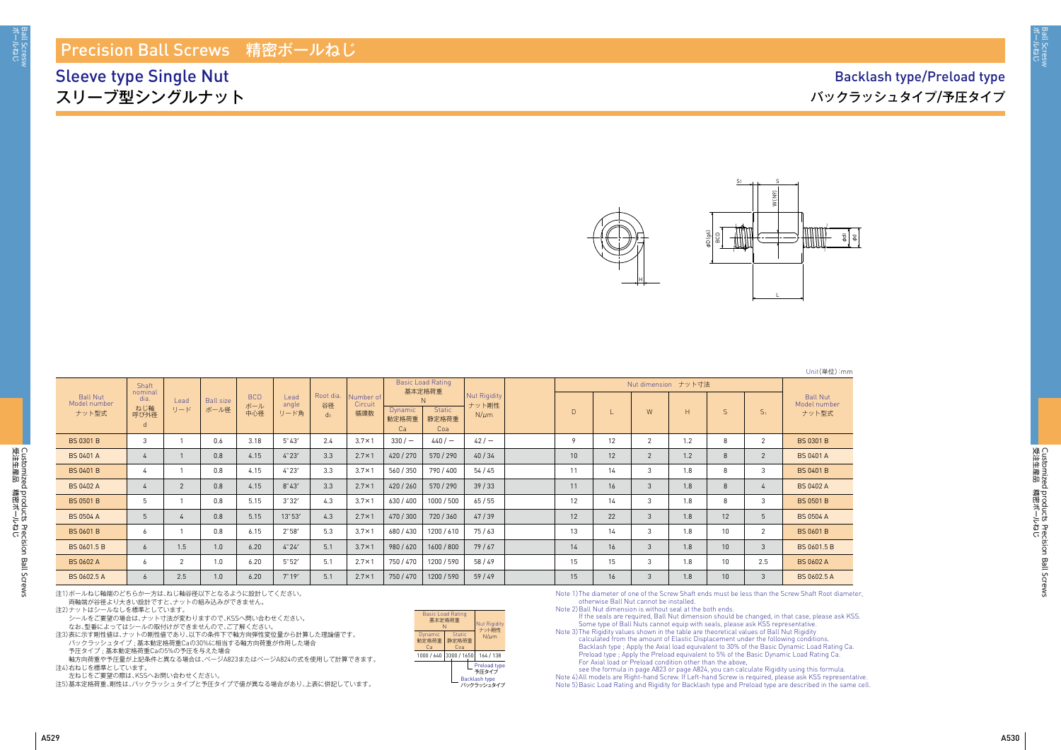# Precision Ball Screws　精密ボールねじ

## Sleeve type Single Nut
## スリーブ型シングルナット

## Backlash type/Preload type
## バックラッシュタイプ/予圧タイプ

Unit(単位):mm

| Ball Nut Model number ナット型式 | Shaft nominal dia. ねじ軸呼び外径 d | Lead リード | Ball size ボール径 | BCD ボール中心径 | Lead angle リード角 | Root dia. 谷径 $d_0$ | Number of Circuit 循環数 | Basic Load Rating 基本定格荷重 N Dynamic 動定格荷重 Ca | Basic Load Rating 基本定格荷重 N Static 静定格荷重 Coa | Nut Rigidity ナット剛性 N/μm | | Nut dimension ナット寸法 D | L | W | H | S | $S_1$ | Ball Nut Model number ナット型式 |
|---|---|---|---|---|---|---|---|---|---|---|---|---|---|---|---|---|---|---|
| BS 0301 B | 3 | 1 | 0.6 | 3.18 | 5°43′ | 2.4 | 3.7×1 | 330 / − | 440 / − | 42 / − | | 9 | 12 | 2 | 1.2 | 8 | 2 | BS 0301 B |
| BS 0401 A | 4 | 1 | 0.8 | 4.15 | 4°23′ | 3.3 | 2.7×1 | 420 / 270 | 570 / 290 | 40 / 34 | | 10 | 12 | 2 | 1.2 | 8 | 2 | BS 0401 A |
| BS 0401 B | 4 | 1 | 0.8 | 4.15 | 4°23′ | 3.3 | 3.7×1 | 560 / 350 | 790 / 400 | 54 / 45 | | 11 | 14 | 3 | 1.8 | 8 | 3 | BS 0401 B |
| BS 0402 A | 4 | 2 | 0.8 | 4.15 | 8°43′ | 3.3 | 2.7×1 | 420 / 260 | 570 / 290 | 39 / 33 | | 11 | 16 | 3 | 1.8 | 8 | 4 | BS 0402 A |
| BS 0501 B | 5 | 1 | 0.8 | 5.15 | 3°32′ | 4.3 | 3.7×1 | 630 / 400 | 1000 / 500 | 65 / 55 | | 12 | 14 | 3 | 1.8 | 8 | 3 | BS 0501 B |
| BS 0504 A | 5 | 4 | 0.8 | 5.15 | 13°53′ | 4.3 | 2.7×1 | 470 / 300 | 720 / 360 | 47 / 39 | | 12 | 22 | 3 | 1.8 | 12 | 5 | BS 0504 A |
| BS 0601 B | 6 | 1 | 0.8 | 6.15 | 2°58′ | 5.3 | 3.7×1 | 680 / 430 | 1200 / 610 | 75 / 63 | | 13 | 14 | 3 | 1.8 | 10 | 2 | BS 0601 B |
| BS 0601.5 B | 6 | 1.5 | 1.0 | 6.20 | 4°24′ | 5.1 | 3.7×1 | 980 / 620 | 1600 / 800 | 79 / 67 | | 14 | 16 | 3 | 1.8 | 10 | 3 | BS 0601.5 B |
| BS 0602 A | 6 | 2 | 1.0 | 6.20 | 5°52′ | 5.1 | 2.7×1 | 750 / 470 | 1200 / 590 | 58 / 49 | | 15 | 15 | 3 | 1.8 | 10 | 2.5 | BS 0602 A |
| BS 0602.5 A | 6 | 2.5 | 1.0 | 6.20 | 7°19′ | 5.1 | 2.7×1 | 750 / 470 | 1200 / 590 | 59 / 49 | | 15 | 16 | 3 | 1.8 | 10 | 3 | BS 0602.5 A |

注1)ボールねじ軸端のどちらか一方は、ねじ軸谷径以下となるように設計してください。
両軸端が谷径より大きい設計ですと、ナットの組み込みができません。
注2)ナットはシールなしを標準としています。
シールをご要望の場合は、ナット寸法が変わりますので、KSSへ問い合わせください。
なお、型番によってはシールの取付けができませんので、ご了解ください。
注3)表に示す剛性値は、ナットの剛性値であり、以下の条件下で軸方向弾性変位量から計算した理論値です。
バックラッシュタイプ；基本動定格荷重Caの30%に相当する軸方向荷重が作用した場合
予圧タイプ；基本動定格荷重Caの5%の予圧を与えた場合
軸方向荷重や予圧量が上記条件と異なる場合は、ページA823またはページA824の式を使用して計算できます。
注4)右ねじを標準としています。
左ねじをご要望の際は、KSSへお問い合わせください。
注5)基本定格荷重、剛性は、バックラッシュタイプと予圧タイプで値が異なる場合があり、上表に併記しています。

| Basic Load Rating 基本定格荷重 N Dynamic 動定格荷重 Ca | Static 静定格荷重 Coa | Nut Rigidity ナット剛性 N/μm |
|---|---|---|
| 1000 / 640 | 3300 / 1650 | 164 / 138 |

Preload type 予圧タイプ
Backlash type バックラッシュタイプ

Note 1) The diameter of one of the Screw Shaft ends must be less than the Screw Shaft Root diameter, otherwise Ball Nut cannot be installed.
Note 2) Ball Nut dimension is without seal at the both ends.
If the seals are required, Ball Nut dimension should be changed, in that case, please ask KSS.
Some type of Ball Nuts cannot equip with seals, please ask KSS representative.
Note 3) The Rigidity values shown in the table are theoretical values of Ball Nut Rigidity calculated from the amount of Elastic Displacement under the following conditions.
Backlash type ; Apply the Axial load equivalent to 30% of the Basic Dynamic Load Rating Ca.
Preload type ; Apply the Preload equivalent to 5% of the Basic Dynamic Load Rating Ca.
For Axial load or Preload condition other than the above, see the formula in page A823 or page A824, you can calculate Rigidity using this formula.
Note 4) All models are Right-hand Screw. If Left-hand Screw is required, please ask KSS representative.
Note 5) Basic Load Rating and Rigidity for Backlash type and Preload type are described in the same cell.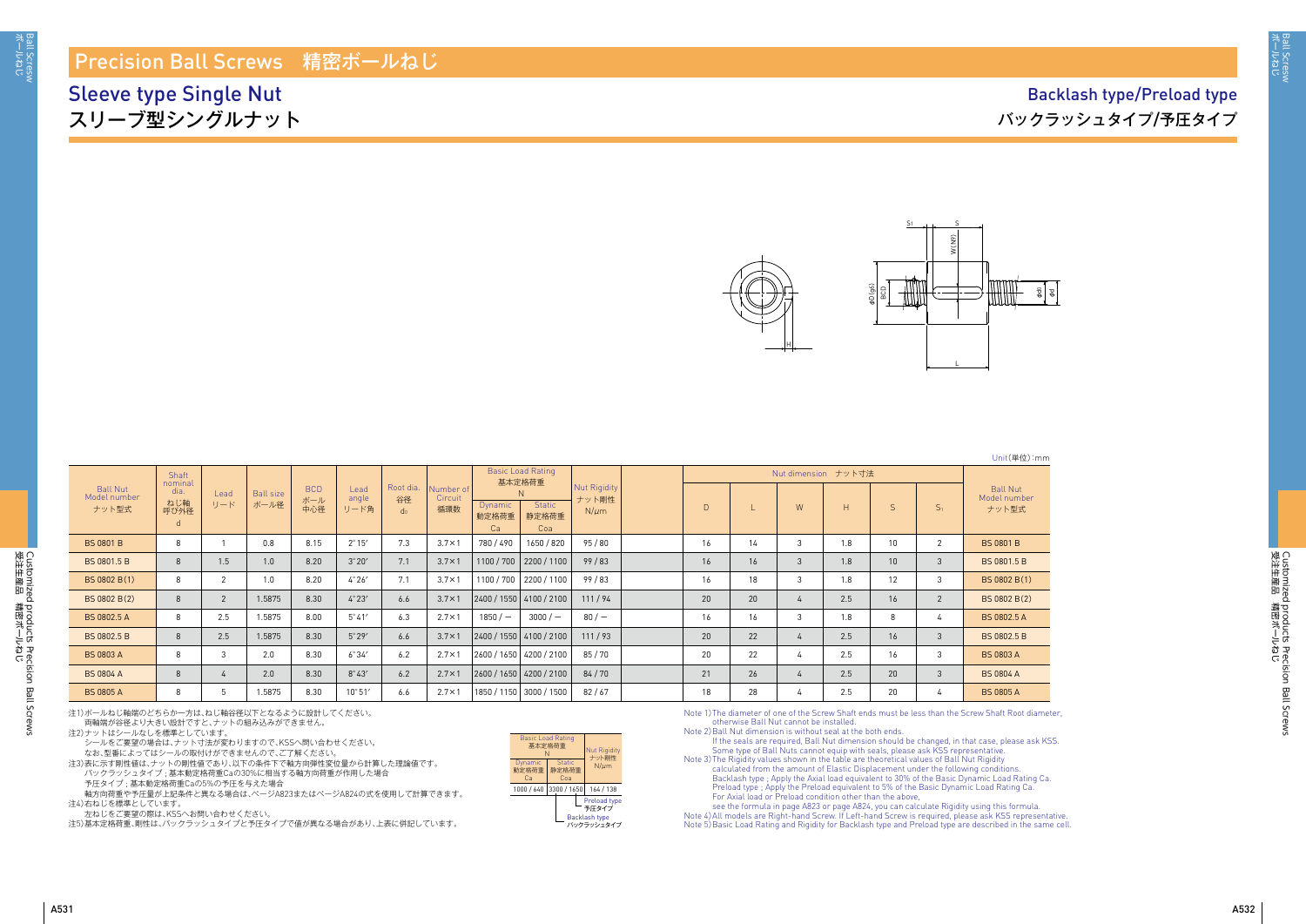# Precision Ball Screws　精密ボールねじ

## Sleeve type Single Nut
## スリーブ型シングルナット

## Backlash type/Preload type
## バックラッシュタイプ/予圧タイプ

Unit(単位):mm

| Ball Nut Model number ナット型式 | Shaft nominal dia. ねじ軸呼び外径 d | Lead リード | Ball size ボール径 | BCD ボール中心径 | Lead angle リード角 | Root dia. 谷径 $d_r$ | Number of Circuit 循環数 | Basic Load Rating 基本定格荷重 N Dynamic 動定格荷重 Ca | Basic Load Rating 基本定格荷重 N Static 静定格荷重 Coa | Nut Rigidity ナット剛性 N/μm | D | L | W | H | S | $S_1$ | Ball Nut Model number ナット型式 |
|---|---|---|---|---|---|---|---|---|---|---|---|---|---|---|---|---|---|
| BS 0801 B | 8 | 1 | 0.8 | 8.15 | 2°15′ | 7.3 | 3.7×1 | 780 / 490 | 1650 / 820 | 95 / 80 | 16 | 14 | 3 | 1.8 | 10 | 2 | BS 0801 B |
| BS 0801.5 B | 8 | 1.5 | 1.0 | 8.20 | 3°20′ | 7.1 | 3.7×1 | 1100 / 700 | 2200 / 1100 | 99 / 83 | 16 | 16 | 3 | 1.8 | 10 | 3 | BS 0801.5 B |
| BS 0802 B(1) | 8 | 2 | 1.0 | 8.20 | 4°26′ | 7.1 | 3.7×1 | 1100 / 700 | 2200 / 1100 | 99 / 83 | 16 | 18 | 3 | 1.8 | 12 | 3 | BS 0802 B(1) |
| BS 0802 B(2) | 8 | 2 | 1.5875 | 8.30 | 4°23′ | 6.6 | 3.7×1 | 2400 / 1550 | 4100 / 2100 | 111 / 94 | 20 | 20 | 4 | 2.5 | 16 | 2 | BS 0802 B(2) |
| BS 0802.5 A | 8 | 2.5 | 1.5875 | 8.00 | 5°41′ | 6.3 | 2.7×1 | 1850 / − | 3000 / − | 80 / − | 16 | 16 | 3 | 1.8 | 8 | 4 | BS 0802.5 A |
| BS 0802.5 B | 8 | 2.5 | 1.5875 | 8.30 | 5°29′ | 6.6 | 3.7×1 | 2400 / 1550 | 4100 / 2100 | 111 / 93 | 20 | 22 | 4 | 2.5 | 16 | 3 | BS 0802.5 B |
| BS 0803 A | 8 | 3 | 2.0 | 8.30 | 6°34′ | 6.2 | 2.7×1 | 2600 / 1650 | 4200 / 2100 | 85 / 70 | 20 | 22 | 4 | 2.5 | 16 | 3 | BS 0803 A |
| BS 0804 A | 8 | 4 | 2.0 | 8.30 | 8°43′ | 6.2 | 2.7×1 | 2600 / 1650 | 4200 / 2100 | 84 / 70 | 21 | 26 | 4 | 2.5 | 20 | 3 | BS 0804 A |
| BS 0805 A | 8 | 5 | 1.5875 | 8.30 | 10°51′ | 6.6 | 2.7×1 | 1850 / 1150 | 3000 / 1500 | 82 / 67 | 18 | 28 | 4 | 2.5 | 20 | 4 | BS 0805 A |

Nut dimension ナット寸法: D, L, W, H, S, $S_1$

注1)ボールねじ軸端のどちらか一方は、ねじ軸谷径以下となるように設計してください。
　両軸端が谷径より大きい設計ですと、ナットの組み込みができません。
注2)ナットはシールなしを標準としています。
　シールをご要望の場合は、ナット寸法が変わりますので、KSSへ問い合わせください。
　なお、型番によってはシールの取付けができませんので、ご了解ください。
注3)表に示す剛性値は、ナットの剛性値であり、以下の条件下で軸方向弾性変位量から計算した理論値です。
　バックラッシュタイプ；基本動定格荷重Caの30%に相当する軸方向荷重が作用した場合
　予圧タイプ；基本動定格荷重Caの5%の予圧を与えた場合
　軸方向荷重や予圧量が上記条件と異なる場合は、ページA823またはページA824の式を使用して計算できます。
注4)右ねじを標準としています。
　左ねじをご要望の際は、KSSへお問い合わせください。
注5)基本定格荷重、剛性は、バックラッシュタイプと予圧タイプで値が異なる場合があり、上表に併記しています。

| Basic Load Rating 基本定格荷重 N Dynamic 動定格荷重 Ca | Static 静定格荷重 Coa | Nut Rigidity ナット剛性 N/μm |
|---|---|---|
| 1000 / 640 | 3300 / 1650 | 164 / 138 |

Preload type 予圧タイプ
Backlash type バックラッシュタイプ

Note 1) The diameter of one of the Screw Shaft ends must be less than the Screw Shaft Root diameter, otherwise Ball Nut cannot be installed.
Note 2) Ball Nut dimension is without seal at the both ends.
　If the seals are required, Ball Nut dimension should be changed, in that case, please ask KSS.
　Some type of Ball Nuts cannot equip with seals, please ask KSS representative.
Note 3) The Rigidity values shown in the table are theoretical values of Ball Nut Rigidity calculated from the amount of Elastic Displacement under the following conditions.
　Backlash type ; Apply the Axial load equivalent to 30% of the Basic Dynamic Load Rating Ca.
　Preload type ; Apply the Preload equivalent to 5% of the Basic Dynamic Load Rating Ca.
　For Axial load or Preload condition other than the above,
　see the formula in page A823 or page A824, you can calculate Rigidity using this formula.
Note 4) All models are Right-hand Screw. If Left-hand Screw is required, please ask KSS representative.
Note 5) Basic Load Rating and Rigidity for Backlash type and Preload type are described in the same cell.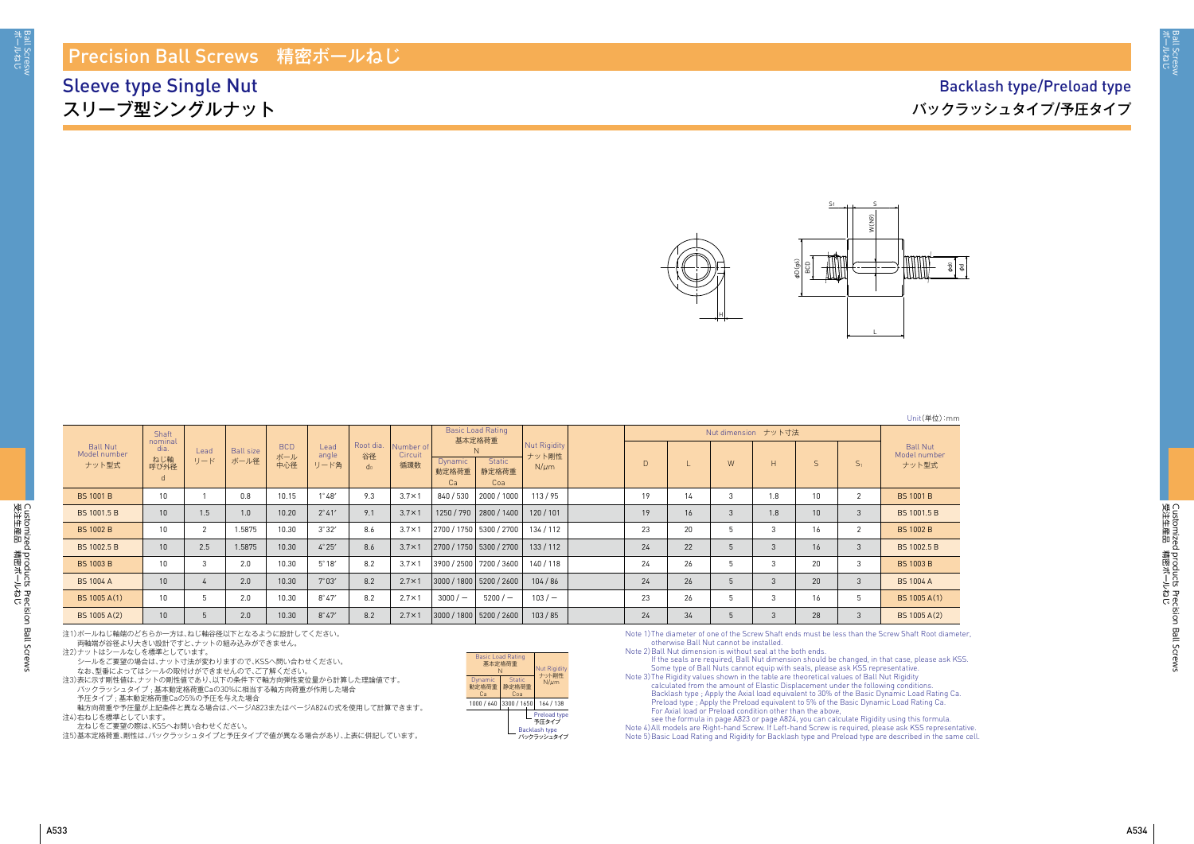# Precision Ball Screws　精密ボールねじ

## Sleeve type Single Nut
## スリーブ型シングルナット

## Backlash type/Preload type
## バックラッシュタイプ/予圧タイプ

Unit(単位):mm

| Ball Nut Model number ナット型式 | Shaft nominal dia. ねじ軸呼び外径 d | Lead リード | Ball size ボール径 | BCD ボール中心径 | Lead angle リード角 | Root dia. 谷径 $d_0$ | Number of Circuit 循環数 | Basic Load Rating 基本定格荷重 N Dynamic 動定格荷重 Ca | Basic Load Rating 基本定格荷重 N Static 静定格荷重 Coa | Nut Rigidity ナット剛性 N/μm | D | L | W | H | S | $S_1$ | Ball Nut Model number ナット型式 |
|---|---|---|---|---|---|---|---|---|---|---|---|---|---|---|---|---|---|
| BS 1001 B | 10 | 1 | 0.8 | 10.15 | 1°48′ | 9.3 | 3.7×1 | 840 / 530 | 2000 / 1000 | 113 / 95 | 19 | 14 | 3 | 1.8 | 10 | 2 | BS 1001 B |
| BS 1001.5 B | 10 | 1.5 | 1.0 | 10.20 | 2°41′ | 9.1 | 3.7×1 | 1250 / 790 | 2800 / 1400 | 120 / 101 | 19 | 16 | 3 | 1.8 | 10 | 3 | BS 1001.5 B |
| BS 1002 B | 10 | 2 | 1.5875 | 10.30 | 3°32′ | 8.6 | 3.7×1 | 2700 / 1750 | 5300 / 2700 | 134 / 112 | 23 | 20 | 5 | 3 | 16 | 2 | BS 1002 B |
| BS 1002.5 B | 10 | 2.5 | 1.5875 | 10.30 | 4°25′ | 8.6 | 3.7×1 | 2700 / 1750 | 5300 / 2700 | 133 / 112 | 24 | 22 | 5 | 3 | 16 | 3 | BS 1002.5 B |
| BS 1003 B | 10 | 3 | 2.0 | 10.30 | 5°18′ | 8.2 | 3.7×1 | 3900 / 2500 | 7200 / 3600 | 140 / 118 | 24 | 26 | 5 | 3 | 20 | 3 | BS 1003 B |
| BS 1004 A | 10 | 4 | 2.0 | 10.30 | 7°03′ | 8.2 | 2.7×1 | 3000 / 1800 | 5200 / 2600 | 104 / 86 | 24 | 26 | 5 | 3 | 20 | 3 | BS 1004 A |
| BS 1005 A(1) | 10 | 5 | 2.0 | 10.30 | 8°47′ | 8.2 | 2.7×1 | 3000 / − | 5200 / − | 103 / − | 23 | 26 | 5 | 3 | 16 | 5 | BS 1005 A(1) |
| BS 1005 A(2) | 10 | 5 | 2.0 | 10.30 | 8°47′ | 8.2 | 2.7×1 | 3000 / 1800 | 5200 / 2600 | 103 / 85 | 24 | 34 | 5 | 3 | 28 | 3 | BS 1005 A(2) |

(D, L, W, H, S, $S_1$: Nut dimension ナット寸法)

| Basic Load Rating 基本定格荷重 N Dynamic 動定格荷重 Ca | Static 静定格荷重 Coa | Nut Rigidity ナット剛性 N/μm |
|---|---|---|
| 1000 / 640 | 3300 / 1650 | 164 / 138 |

Preload type 予圧タイプ / Backlash type バックラッシュタイプ

注1)ボールねじ軸端のどちらか一方は、ねじ軸谷径以下となるように設計してください。
　両軸端が谷径より大きい設計ですと、ナットの組み込みができません。
注2)ナットはシールなしを標準としています。
　シールをご要望の場合は、ナット寸法が変わりますので、KSSへ問い合わせください。
　なお、型番によってはシールの取付けができませんので、ご了解ください。
注3)表に示す剛性値は、ナットの剛性値であり、以下の条件下で軸方向弾性変位量から計算した理論値です。
　バックラッシュタイプ；基本動定格荷重Caの30%に相当する軸方向荷重が作用した場合
　予圧タイプ；基本動定格荷重Caの5%の予圧を与えた場合
　軸方向荷重や予圧量が上記条件と異なる場合は、ページA823またはページA824の式を使用して計算できます。
注4)右ねじを標準としています。
　左ねじをご要望の際は、KSSへお問い合わせください。
注5)基本定格荷重、剛性は、バックラッシュタイプと予圧タイプで値が異なる場合があり、上表に併記しています。

Note 1) The diameter of one of the Screw Shaft ends must be less than the Screw Shaft Root diameter, otherwise Ball Nut cannot be installed.
Note 2) Ball Nut dimension is without seal at the both ends.
　If the seals are required, Ball Nut dimension should be changed, in that case, please ask KSS.
　Some type of Ball Nuts cannot equip with seals, please ask KSS representative.
Note 3) The Rigidity values shown in the table are theoretical values of Ball Nut Rigidity calculated from the amount of Elastic Displacement under the following conditions.
　Backlash type ; Apply the Axial load equivalent to 30% of the Basic Dynamic Load Rating Ca.
　Preload type ; Apply the Preload equivalent to 5% of the Basic Dynamic Load Rating Ca.
　For Axial load or Preload condition other than the above,
　see the formula in page A823 or page A824, you can calculate Rigidity using this formula.
Note 4) All models are Right-hand Screw. If Left-hand Screw is required, please ask KSS representative.
Note 5) Basic Load Rating and Rigidity for Backlash type and Preload type are described in the same cell.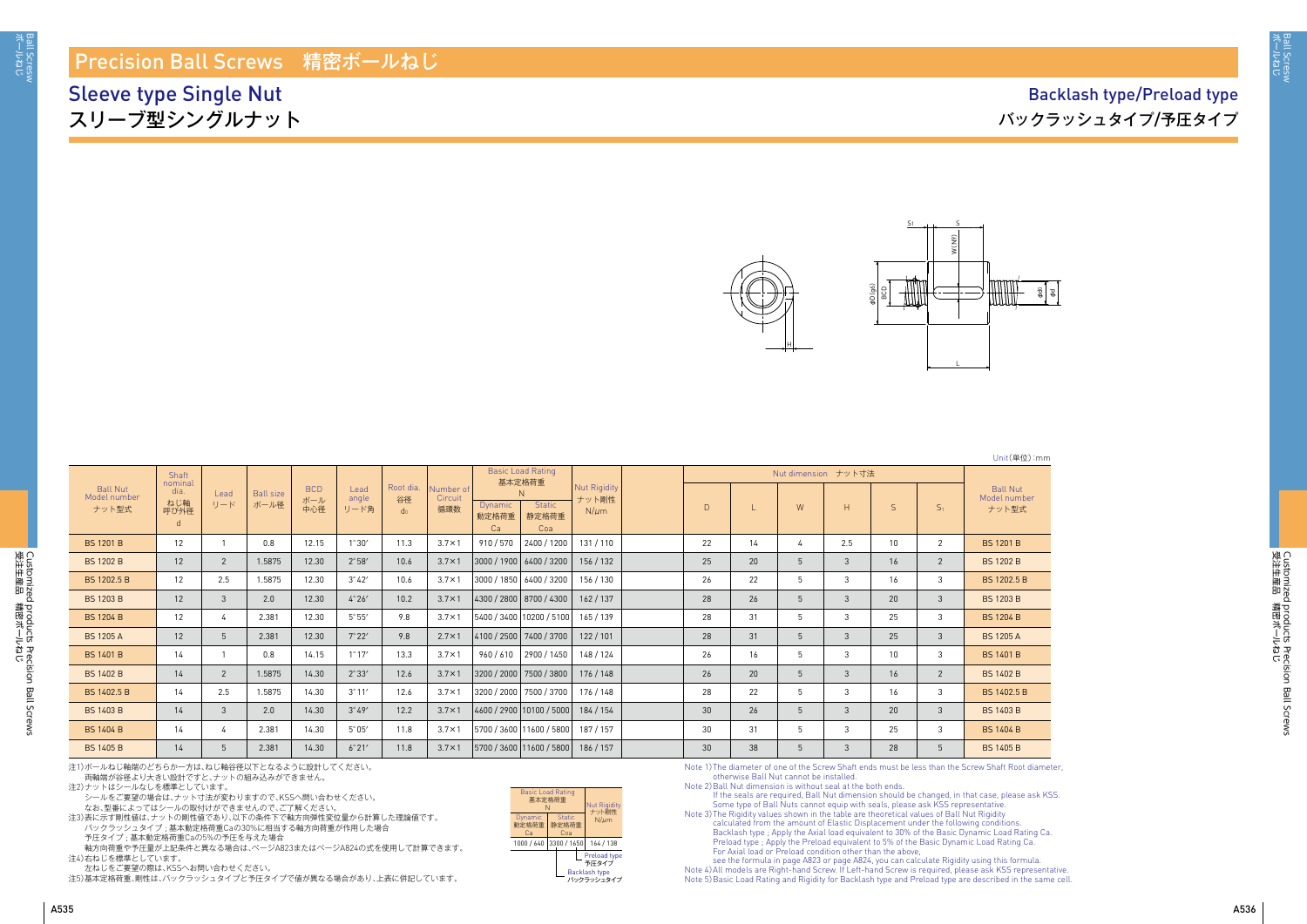# Precision Ball Screws 精密ボールねじ

## Sleeve type Single Nut
## スリーブ型シングルナット

## Backlash type/Preload type
## バックラッシュタイプ/予圧タイプ

Unit(単位):mm

| Ball Nut Model number ナット型式 | Shaft nominal dia. ねじ軸呼び外径 d | Lead リード | Ball size ボール径 | BCD ボール中心径 | Lead angle リード角 | Root dia. 谷径 $d_0$ | Number of Circuit 循環数 | Basic Load Rating 基本定格荷重 N Dynamic 動定格荷重 Ca | Static 静定格荷重 Coa | Nut Rigidity ナット剛性 N/μm | D | L | W | H | S | $S_1$ | Ball Nut Model number ナット型式 |
|---|---|---|---|---|---|---|---|---|---|---|---|---|---|---|---|---|---|
| BS 1201 B | 12 | 1 | 0.8 | 12.15 | 1°30′ | 11.3 | 3.7×1 | 910 / 570 | 2400 / 1200 | 131 / 110 | 22 | 14 | 4 | 2.5 | 10 | 2 | BS 1201 B |
| BS 1202 B | 12 | 2 | 1.5875 | 12.30 | 2°58′ | 10.6 | 3.7×1 | 3000 / 1900 | 6400 / 3200 | 156 / 132 | 25 | 20 | 5 | 3 | 16 | 2 | BS 1202 B |
| BS 1202.5 B | 12 | 2.5 | 1.5875 | 12.30 | 3°42′ | 10.6 | 3.7×1 | 3000 / 1850 | 6400 / 3200 | 156 / 130 | 26 | 22 | 5 | 3 | 16 | 3 | BS 1202.5 B |
| BS 1203 B | 12 | 3 | 2.0 | 12.30 | 4°26′ | 10.2 | 3.7×1 | 4300 / 2800 | 8700 / 4300 | 162 / 137 | 28 | 26 | 5 | 3 | 20 | 3 | BS 1203 B |
| BS 1204 B | 12 | 4 | 2.381 | 12.30 | 5°55′ | 9.8 | 3.7×1 | 5400 / 3400 | 10200 / 5100 | 165 / 139 | 28 | 31 | 5 | 3 | 25 | 3 | BS 1204 B |
| BS 1205 A | 12 | 5 | 2.381 | 12.30 | 7°22′ | 9.8 | 2.7×1 | 4100 / 2500 | 7400 / 3700 | 122 / 101 | 28 | 31 | 5 | 3 | 25 | 3 | BS 1205 A |
| BS 1401 B | 14 | 1 | 0.8 | 14.15 | 1°17′ | 13.3 | 3.7×1 | 960 / 610 | 2900 / 1450 | 148 / 124 | 26 | 16 | 5 | 3 | 10 | 3 | BS 1401 B |
| BS 1402 B | 14 | 2 | 1.5875 | 14.30 | 2°33′ | 12.6 | 3.7×1 | 3200 / 2000 | 7500 / 3800 | 176 / 148 | 26 | 20 | 5 | 3 | 16 | 2 | BS 1402 B |
| BS 1402.5 B | 14 | 2.5 | 1.5875 | 14.30 | 3°11′ | 12.6 | 3.7×1 | 3200 / 2000 | 7500 / 3700 | 176 / 148 | 28 | 22 | 5 | 3 | 16 | 3 | BS 1402.5 B |
| BS 1403 B | 14 | 3 | 2.0 | 14.30 | 3°49′ | 12.2 | 3.7×1 | 4600 / 2900 | 10100 / 5000 | 184 / 154 | 30 | 26 | 5 | 3 | 20 | 3 | BS 1403 B |
| BS 1404 B | 14 | 4 | 2.381 | 14.30 | 5°05′ | 11.8 | 3.7×1 | 5700 / 3600 | 11600 / 5800 | 187 / 157 | 30 | 31 | 5 | 3 | 25 | 3 | BS 1404 B |
| BS 1405 B | 14 | 5 | 2.381 | 14.30 | 6°21′ | 11.8 | 3.7×1 | 5700 / 3600 | 11600 / 5800 | 186 / 157 | 30 | 38 | 5 | 3 | 28 | 5 | BS 1405 B |

(D, L, W, H, S, $S_1$: Nut dimension ナット寸法)

注1)ボールねじ軸端のどちらか一方は、ねじ軸谷径以下となるように設計してください。
両軸端が谷径より大きい設計ですと、ナットの組み込みができません。
注2)ナットはシールなしを標準としています。
シールをご要望の場合は、ナット寸法が変わりますので、KSSへ問い合わせください。
なお、型番によってはシールの取付けができませんので、ご了解ください。
注3)表に示す剛性値は、ナットの剛性値であり、以下の条件下で軸方向弾性変位量から計算した理論値です。
バックラッシュタイプ；基本動定格荷重Caの30%に相当する軸方向荷重が作用した場合
予圧タイプ；基本動定格荷重Caの5%の予圧を与えた場合
軸方向荷重や予圧量が上記条件と異なる場合は、ページA823またはページA824の式を使用して計算できます。
注4)右ねじを標準としています。
左ねじをご要望の際は、KSSへお問い合わせください。
注5)基本定格荷重、剛性は、バックラッシュタイプと予圧タイプで値が異なる場合があり、上表に併記しています。

| Basic Load Rating 基本定格荷重 N Dynamic 動定格荷重 Ca | Static 静定格荷重 Coa | Nut Rigidity ナット剛性 N/μm |
|---|---|---|
| 1000 / 640 | 3300 / 1650 | 164 / 138 |

Preload type 予圧タイプ
Backlash type バックラッシュタイプ

Note 1) The diameter of one of the Screw Shaft ends must be less than the Screw Shaft Root diameter, otherwise Ball Nut cannot be installed.
Note 2) Ball Nut dimension is without seal at the both ends.
If the seals are required, Ball Nut dimension should be changed, in that case, please ask KSS.
Some type of Ball Nuts cannot equip with seals, please ask KSS representative.
Note 3) The Rigidity values shown in the table are theoretical values of Ball Nut Rigidity calculated from the amount of Elastic Displacement under the following conditions.
Backlash type ; Apply the Axial load equivalent to 30% of the Basic Dynamic Load Rating Ca.
Preload type ; Apply the Preload equivalent to 5% of the Basic Dynamic Load Rating Ca.
For Axial load or Preload condition other than the above, see the formula in page A823 or page A824, you can calculate Rigidity using this formula.
Note 4) All models are Right-hand Screw. If Left-hand Screw is required, please ask KSS representative.
Note 5) Basic Load Rating and Rigidity for Backlash type and Preload type are described in the same cell.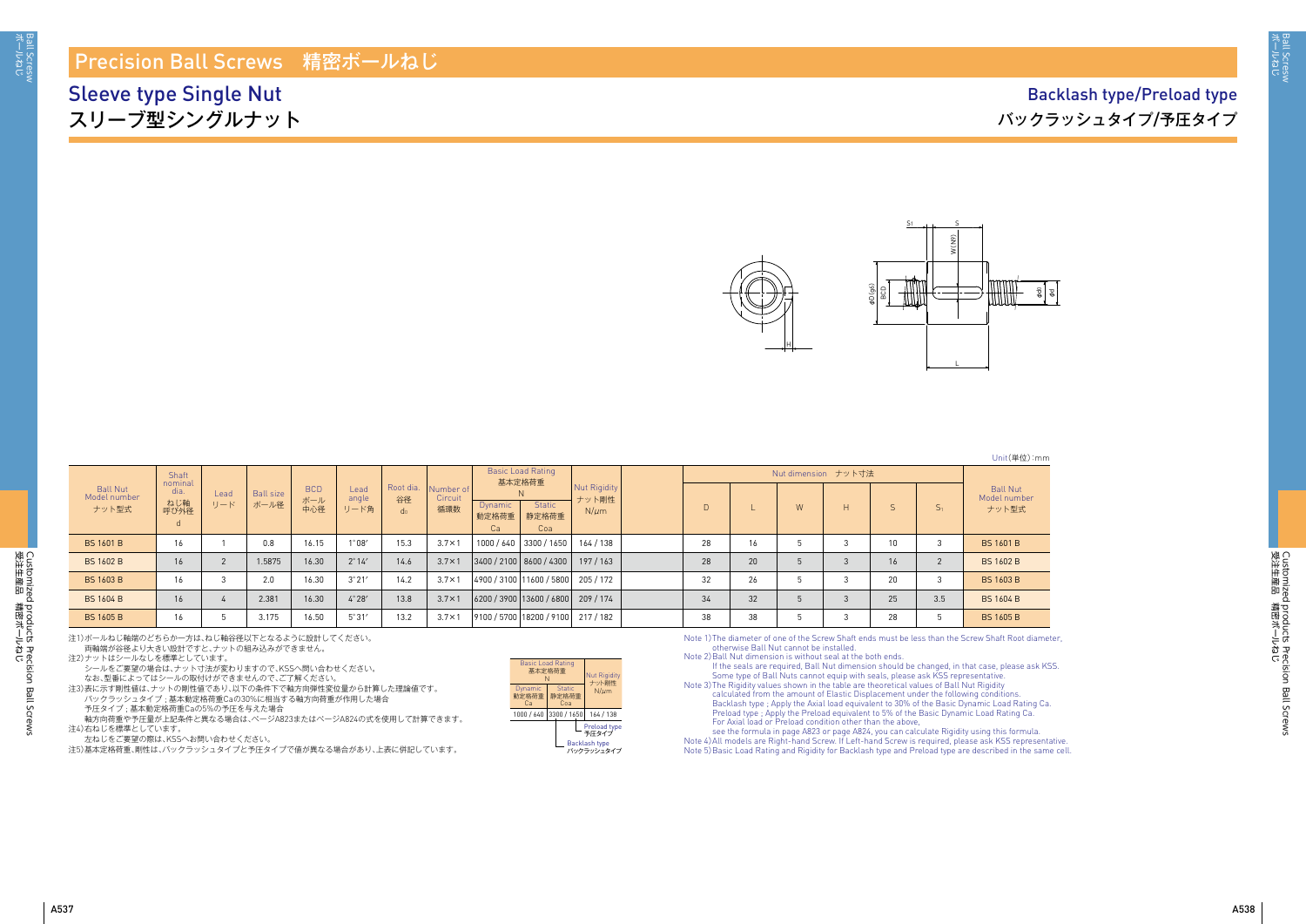# Precision Ball Screws 精密ボールねじ

## Sleeve type Single Nut
## スリーブ型シングルナット

## Backlash type/Preload type
## バックラッシュタイプ/予圧タイプ

S1 S W(N9) φD(g6) BCD φdr φd H L

Unit(単位):mm

| Ball Nut Model number ナット型式 | Shaft nominal dia. ねじ軸呼び外径 d | Lead リード | Ball size ボール径 | BCD ボール中心径 | Lead angle リード角 | Root dia. 谷径 $d_r$ | Number of Circuit 循環数 | Basic Load Rating 基本定格荷重 N | | Nut Rigidity ナット剛性 N/μm | Nut dimension ナット寸法 | | | | | | Ball Nut Model number ナット型式 |
|---|---|---|---|---|---|---|---|---|---|---|---|---|---|---|---|---|---|
| | | | | | | | | Dynamic 動定格荷重 Ca | Static 静定格荷重 Coa | | D | L | W | H | S | $S_1$ | |
| BS 1601 B | 16 | 1 | 0.8 | 16.15 | 1°08′ | 15.3 | 3.7×1 | 1000 / 640 | 3300 / 1650 | 164 / 138 | 28 | 16 | 5 | 3 | 10 | 3 | BS 1601 B |
| BS 1602 B | 16 | 2 | 1.5875 | 16.30 | 2°14′ | 14.6 | 3.7×1 | 3400 / 2100 | 8600 / 4300 | 197 / 163 | 28 | 20 | 5 | 3 | 16 | 2 | BS 1602 B |
| BS 1603 B | 16 | 3 | 2.0 | 16.30 | 3°21′ | 14.2 | 3.7×1 | 4900 / 3100 | 11600 / 5800 | 205 / 172 | 32 | 26 | 5 | 3 | 20 | 3 | BS 1603 B |
| BS 1604 B | 16 | 4 | 2.381 | 16.30 | 4°28′ | 13.8 | 3.7×1 | 6200 / 3900 | 13600 / 6800 | 209 / 174 | 34 | 32 | 5 | 3 | 25 | 3.5 | BS 1604 B |
| BS 1605 B | 16 | 5 | 3.175 | 16.50 | 5°31′ | 13.2 | 3.7×1 | 9100 / 5700 | 18200 / 9100 | 217 / 182 | 38 | 38 | 5 | 3 | 28 | 5 | BS 1605 B |

注1)ボールねじ軸端のどちらか一方は、ねじ軸谷径以下となるように設計してください。
　両軸端が谷径より大きい設計ですと、ナットの組み込みができません。
注2)ナットはシールなしを標準としています。
　シールをご要望の場合は、ナット寸法が変わりますので、KSSへ問い合わせください。
　なお、型番によってはシールの取付けができませんのでご了解ください。
注3)表に示す剛性値は、ナットの剛性値であり、以下の条件下で軸方向弾性変位量から計算した理論値です。
　バックラッシュタイプ；基本動定格荷重Caの30%に相当する軸方向荷重が作用した場合
　予圧タイプ；基本動定格荷重Caの5%の予圧を与えた場合
　軸方向荷重や予圧量が上記条件と異なる場合は、ページA823またはページA824の式を使用して計算できます。
注4)右ねじを標準としています。
　左ねじをご要望の際は、KSSへお問い合わせください。
注5)基本定格荷重、剛性は、バックラッシュタイプと予圧タイプで値が異なる場合があり、上表に併記しています。

| Basic Load Rating 基本定格荷重 N | | Nut Rigidity ナット剛性 N/μm |
|---|---|---|
| Dynamic 動定格荷重 Ca | Static 静定格荷重 Coa | |
| 1000 / 640 | 3300 / 1650 | 164 / 138 |

Preload type 予圧タイプ
Backlash type バックラッシュタイプ

Note 1) The diameter of one of the Screw Shaft ends must be less than the Screw Shaft Root diameter, otherwise Ball Nut cannot be installed.
Note 2) Ball Nut dimension is without seal at the both ends.
　If the seals are required, Ball Nut dimension should be changed, in that case, please ask KSS.
　Some type of Ball Nuts cannot equip with seals, please ask KSS representative.
Note 3) The Rigidity values shown in the table are theoretical values of Ball Nut Rigidity calculated from the amount of Elastic Displacement under the following conditions.
　Backlash type ; Apply the Axial load equivalent to 30% of the Basic Dynamic Load Rating Ca.
　Preload type ; Apply the Preload equivalent to 5% of the Basic Dynamic Load Rating Ca.
　For Axial load or Preload condition other than the above,
　see the formula in page A823 or page A824, you can calculate Rigidity using this formula.
Note 4) All models are Right-hand Screw. If Left-hand Screw is required, please ask KSS representative.
Note 5) Basic Load Rating and Rigidity for Backlash type and Preload type are described in the same cell.